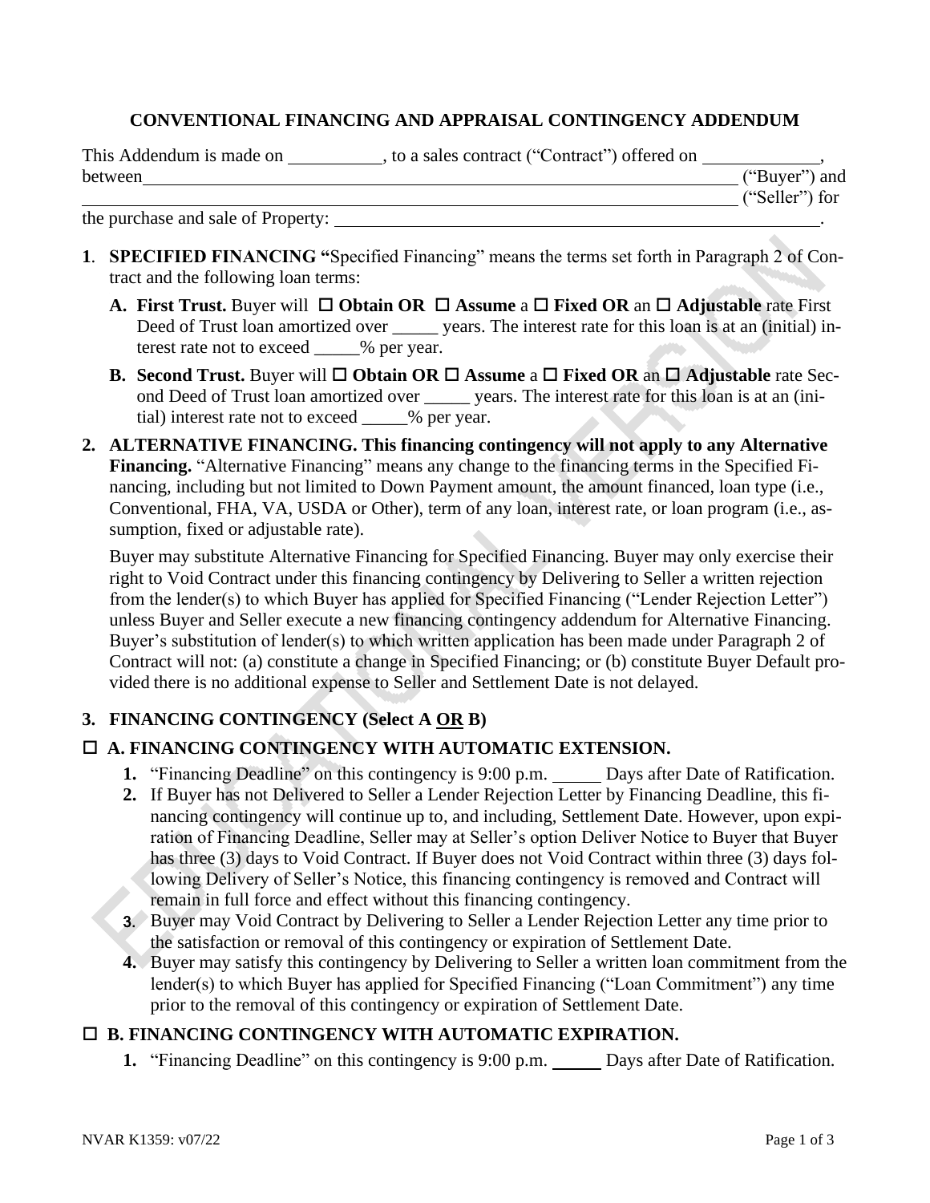## CONVENTIONAL FINANCING AND APPRAISAL CONTINGENCY ADDENDUM

This Addendum is made on __________, to a sales contract ("Contract") offered on ____________, between ______________________________________________________________ ("Buyer") and ______________________________________________________________ ("Seller") for the purchase and sale of Property: ______________________________________________________.

1. **SPECIFIED FINANCING** "Specified Financing" means the terms set forth in Paragraph 2 of Contract and the following loan terms:

   **A. First Trust.** Buyer will ☐ **Obtain OR** ☐ **Assume** a ☐ **Fixed OR** an ☐ **Adjustable** rate First Deed of Trust loan amortized over _____ years. The interest rate for this loan is at an (initial) interest rate not to exceed _____% per year.

   **B. Second Trust.** Buyer will ☐ **Obtain OR** ☐ **Assume** a ☐ **Fixed OR** an ☐ **Adjustable** rate Second Deed of Trust loan amortized over _____ years. The interest rate for this loan is at an (initial) interest rate not to exceed _____% per year.

2. **ALTERNATIVE FINANCING. This financing contingency will not apply to any Alternative Financing.** "Alternative Financing" means any change to the financing terms in the Specified Financing, including but not limited to Down Payment amount, the amount financed, loan type (i.e., Conventional, FHA, VA, USDA or Other), term of any loan, interest rate, or loan program (i.e., assumption, fixed or adjustable rate).

   Buyer may substitute Alternative Financing for Specified Financing. Buyer may only exercise their right to Void Contract under this financing contingency by Delivering to Seller a written rejection from the lender(s) to which Buyer has applied for Specified Financing ("Lender Rejection Letter") unless Buyer and Seller execute a new financing contingency addendum for Alternative Financing. Buyer's substitution of lender(s) to which written application has been made under Paragraph 2 of Contract will not: (a) constitute a change in Specified Financing; or (b) constitute Buyer Default provided there is no additional expense to Seller and Settlement Date is not delayed.

3. **FINANCING CONTINGENCY (Select A OR B)**

☐ **A. FINANCING CONTINGENCY WITH AUTOMATIC EXTENSION.**

1. "Financing Deadline" on this contingency is 9:00 p.m. _____ Days after Date of Ratification.
2. If Buyer has not Delivered to Seller a Lender Rejection Letter by Financing Deadline, this financing contingency will continue up to, and including, Settlement Date. However, upon expiration of Financing Deadline, Seller may at Seller's option Deliver Notice to Buyer that Buyer has three (3) days to Void Contract. If Buyer does not Void Contract within three (3) days following Delivery of Seller's Notice, this financing contingency is removed and Contract will remain in full force and effect without this financing contingency.
3. Buyer may Void Contract by Delivering to Seller a Lender Rejection Letter any time prior to the satisfaction or removal of this contingency or expiration of Settlement Date.
4. Buyer may satisfy this contingency by Delivering to Seller a written loan commitment from the lender(s) to which Buyer has applied for Specified Financing ("Loan Commitment") any time prior to the removal of this contingency or expiration of Settlement Date.

☐ **B. FINANCING CONTINGENCY WITH AUTOMATIC EXPIRATION.**

1. "Financing Deadline" on this contingency is 9:00 p.m. _____ Days after Date of Ratification.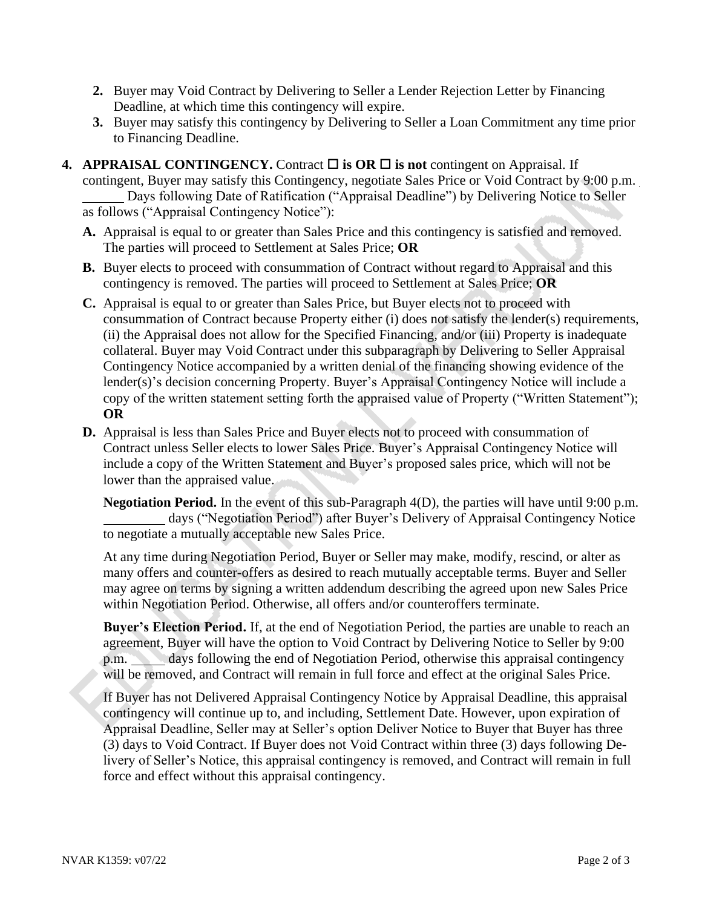2. Buyer may Void Contract by Delivering to Seller a Lender Rejection Letter by Financing Deadline, at which time this contingency will expire.
3. Buyer may satisfy this contingency by Delivering to Seller a Loan Commitment any time prior to Financing Deadline.

4. **APPRAISAL CONTINGENCY.** Contract ☐ **is OR** ☐ **is not** contingent on Appraisal. If contingent, Buyer may satisfy this Contingency, negotiate Sales Price or Void Contract by 9:00 p.m. ______ Days following Date of Ratification ("Appraisal Deadline") by Delivering Notice to Seller as follows ("Appraisal Contingency Notice"):

   **A.** Appraisal is equal to or greater than Sales Price and this contingency is satisfied and removed. The parties will proceed to Settlement at Sales Price; **OR**

   **B.** Buyer elects to proceed with consummation of Contract without regard to Appraisal and this contingency is removed. The parties will proceed to Settlement at Sales Price; **OR**

   **C.** Appraisal is equal to or greater than Sales Price, but Buyer elects not to proceed with consummation of Contract because Property either (i) does not satisfy the lender(s) requirements, (ii) the Appraisal does not allow for the Specified Financing, and/or (iii) Property is inadequate collateral. Buyer may Void Contract under this subparagraph by Delivering to Seller Appraisal Contingency Notice accompanied by a written denial of the financing showing evidence of the lender(s)'s decision concerning Property. Buyer's Appraisal Contingency Notice will include a copy of the written statement setting forth the appraised value of Property ("Written Statement"); **OR**

   **D.** Appraisal is less than Sales Price and Buyer elects not to proceed with consummation of Contract unless Seller elects to lower Sales Price. Buyer's Appraisal Contingency Notice will include a copy of the Written Statement and Buyer's proposed sales price, which will not be lower than the appraised value.

   **Negotiation Period.** In the event of this sub-Paragraph 4(D), the parties will have until 9:00 p.m. ________ days ("Negotiation Period") after Buyer's Delivery of Appraisal Contingency Notice to negotiate a mutually acceptable new Sales Price.

   At any time during Negotiation Period, Buyer or Seller may make, modify, rescind, or alter as many offers and counter-offers as desired to reach mutually acceptable terms. Buyer and Seller may agree on terms by signing a written addendum describing the agreed upon new Sales Price within Negotiation Period. Otherwise, all offers and/or counteroffers terminate.

   **Buyer's Election Period.** If, at the end of Negotiation Period, the parties are unable to reach an agreement, Buyer will have the option to Void Contract by Delivering Notice to Seller by 9:00 p.m. _____ days following the end of Negotiation Period, otherwise this appraisal contingency will be removed, and Contract will remain in full force and effect at the original Sales Price.

   If Buyer has not Delivered Appraisal Contingency Notice by Appraisal Deadline, this appraisal contingency will continue up to, and including, Settlement Date. However, upon expiration of Appraisal Deadline, Seller may at Seller's option Deliver Notice to Buyer that Buyer has three (3) days to Void Contract. If Buyer does not Void Contract within three (3) days following Delivery of Seller's Notice, this appraisal contingency is removed, and Contract will remain in full force and effect without this appraisal contingency.

NVAR K1359: v07/22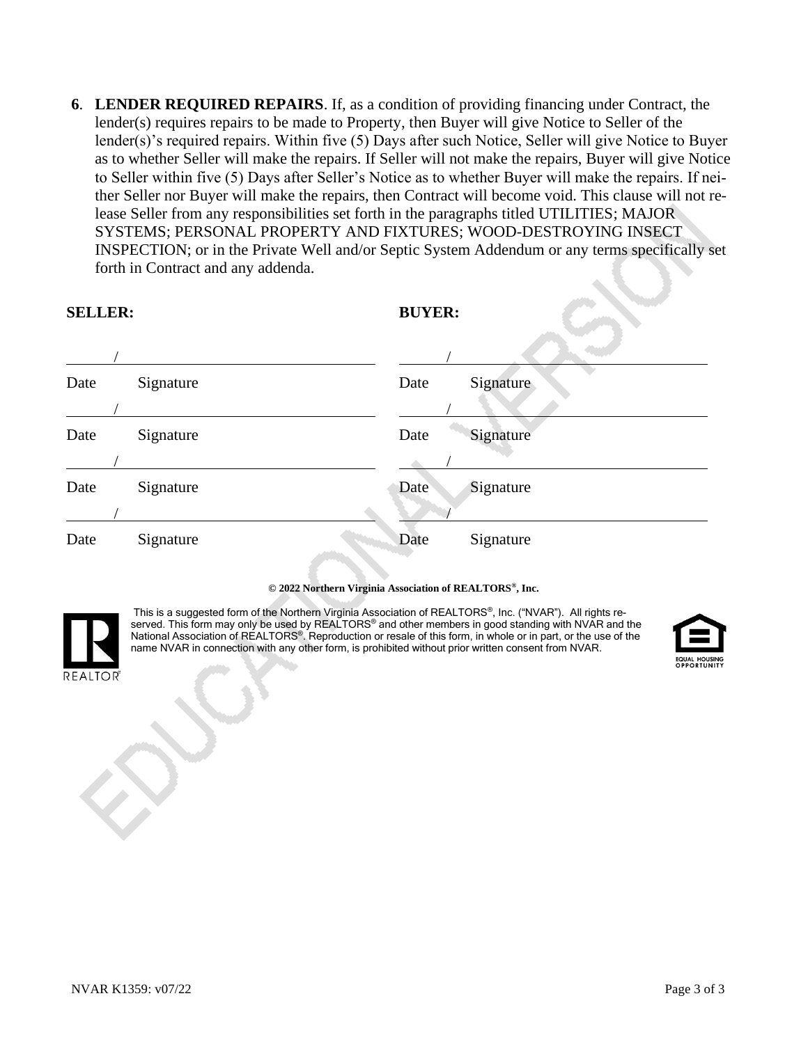**6**. **LENDER REQUIRED REPAIRS**. If, as a condition of providing financing under Contract, the lender(s) requires repairs to be made to Property, then Buyer will give Notice to Seller of the lender(s)'s required repairs. Within five (5) Days after such Notice, Seller will give Notice to Buyer as to whether Seller will make the repairs. If Seller will not make the repairs, Buyer will give Notice to Seller within five (5) Days after Seller's Notice as to whether Buyer will make the repairs. If neither Seller nor Buyer will make the repairs, then Contract will become void. This clause will not release Seller from any responsibilities set forth in the paragraphs titled UTILITIES; MAJOR SYSTEMS; PERSONAL PROPERTY AND FIXTURES; WOOD-DESTROYING INSECT INSPECTION; or in the Private Well and/or Septic System Addendum or any terms specifically set forth in Contract and any addenda.

| **SELLER:** | | **BUYER:** | |
|---|---|---|---|
| / | | / | |
| Date | Signature | Date | Signature |
| / | | / | |
| Date | Signature | Date | Signature |
| / | | / | |
| Date | Signature | Date | Signature |
| / | | / | |
| Date | Signature | Date | Signature |

**© 2022 Northern Virginia Association of REALTORS®, Inc.**

This is a suggested form of the Northern Virginia Association of REALTORS®, Inc. ("NVAR"). All rights reserved. This form may only be used by REALTORS® and other members in good standing with NVAR and the National Association of REALTORS®. Reproduction or resale of this form, in whole or in part, or the use of the name NVAR in connection with any other form, is prohibited without prior written consent from NVAR.

REALTOR®

EQUAL HOUSING OPPORTUNITY

NVAR K1359: v07/22